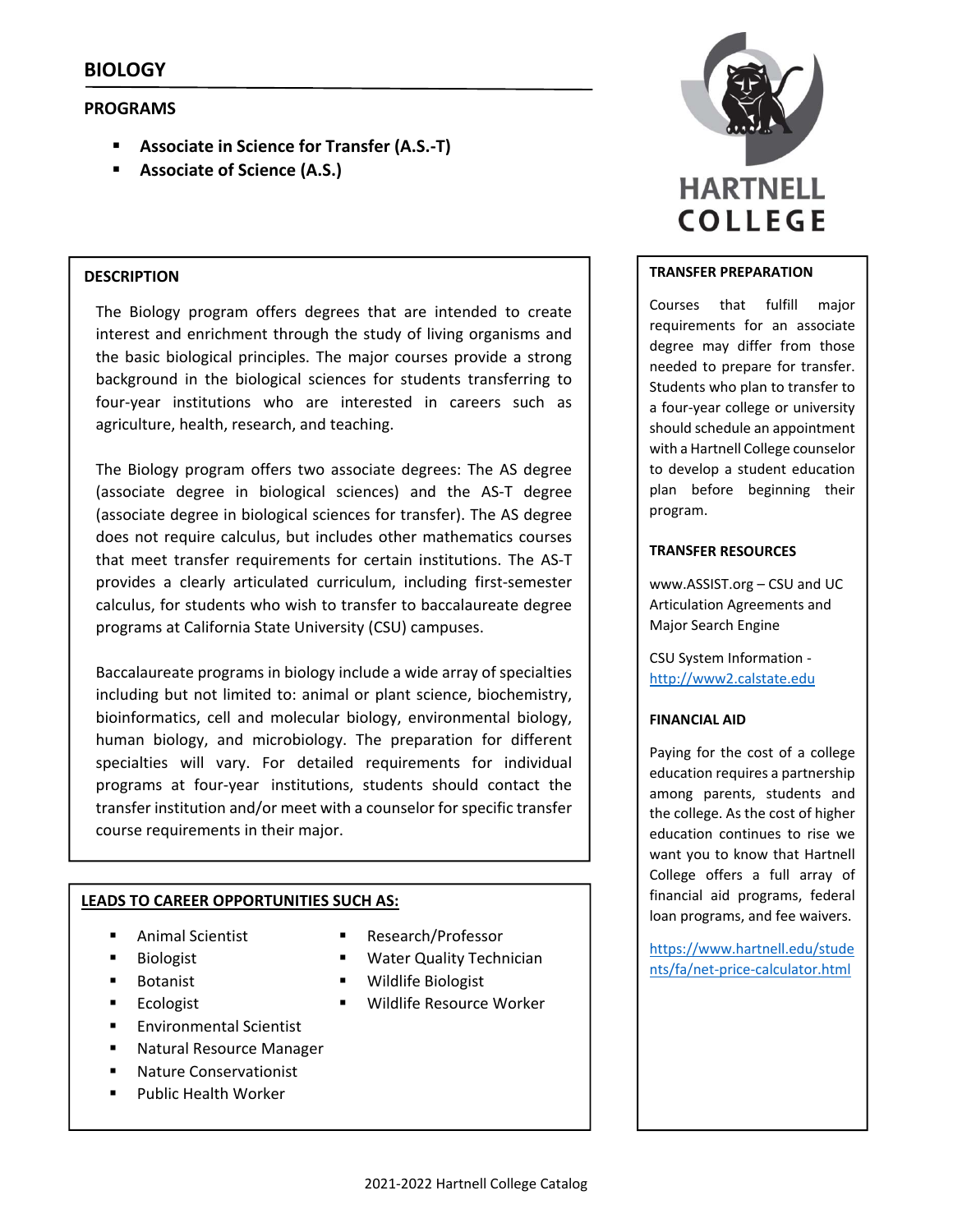# BIOLOGY

## PROGRAMS

- **Associate in Science for Transfer (A.S.-T)**
- **Associate of Science (A.S.)**

## DESCRIPTION

The Biology program offers degrees that are intended to create interest and enrichment through the study of living organisms and the basic biological principles. The major courses provide a strong background in the biological sciences for students transferring to four-year institutions who are interested in careers such as agriculture, health, research, and teaching.

The Biology program offers two associate degrees: The AS degree (associate degree in biological sciences) and the AS-T degree (associate degree in biological sciences for transfer). The AS degree does not require calculus, but includes other mathematics courses that meet transfer requirements for certain institutions. The AS-T provides a clearly articulated curriculum, including first-semester calculus, for students who wish to transfer to baccalaureate degree programs at California State University (CSU) campuses.

Baccalaureate programs in biology include a wide array of specialties including but not limited to: animal or plant science, biochemistry, bioinformatics, cell and molecular biology, environmental biology, human biology, and microbiology. The preparation for different specialties will vary. For detailed requirements for individual programs at four-year institutions, students should contact the transfer institution and/or meet with a counselor for specific transfer course requirements in their major.

## LEADS TO CAREER OPPORTUNITIES SUCH AS:

- Animal Scientist
- Biologist
- Botanist
- Ecologist
- Environmental Scientist
- Natural Resource Manager
- Nature Conservationist
- Public Health Worker
- Research/Professor
- Water Quality Technician
- Wildlife Biologist
- Wildlife Resource Worker

## TRANSFER PREPARATION

Courses that fulfill major requirements for an associate degree may differ from those needed to prepare for transfer. Students who plan to transfer to a four-year college or university should schedule an appointment with a Hartnell College counselor to develop a student education plan before beginning their program.

## TRANSFER RESOURCES

www.ASSIST.org – CSU and UC Articulation Agreements and Major Search Engine

CSU System Information - http://www2.calstate.edu

## FINANCIAL AID

Paying for the cost of a college education requires a partnership among parents, students and the college. As the cost of higher education continues to rise we want you to know that Hartnell College offers a full array of financial aid programs, federal loan programs, and fee waivers.

https://www.hartnell.edu/students/fa/net-price-calculator.html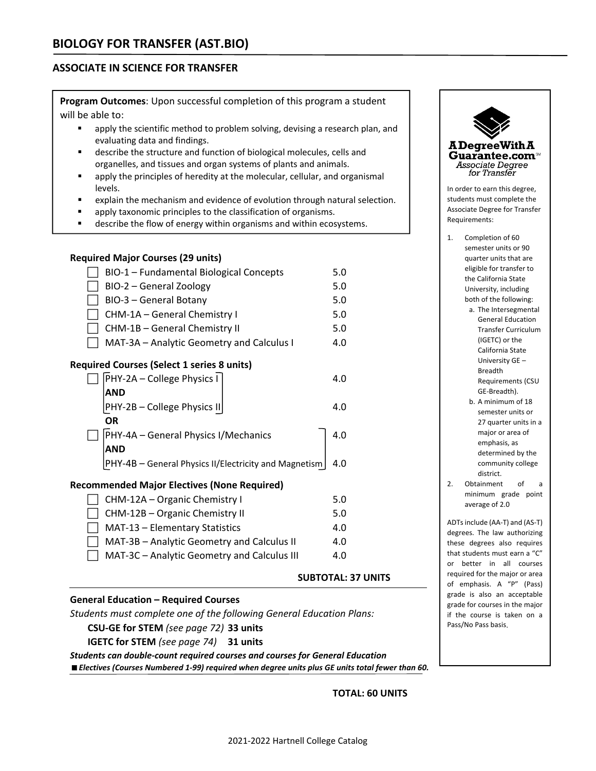# BIOLOGY FOR TRANSFER (AST.BIO)

## ASSOCIATE IN SCIENCE FOR TRANSFER

**Program Outcomes**: Upon successful completion of this program a student will be able to:

- apply the scientific method to problem solving, devising a research plan, and evaluating data and findings.
- describe the structure and function of biological molecules, cells and organelles, and tissues and organ systems of plants and animals.
- apply the principles of heredity at the molecular, cellular, and organismal levels.
- explain the mechanism and evidence of evolution through natural selection.
- apply taxonomic principles to the classification of organisms.
- describe the flow of energy within organisms and within ecosystems.

### Required Major Courses (29 units)

- [ ] BIO-1 – Fundamental Biological Concepts 5.0
- [ ] BIO-2 – General Zoology 5.0
- [ ] BIO-3 – General Botany 5.0
- [ ] CHM-1A – General Chemistry I 5.0
- [ ] CHM-1B – General Chemistry II 5.0
- [ ] MAT-3A – Analytic Geometry and Calculus I 4.0

### Required Courses (Select 1 series 8 units)

- [ ] PHY-2A – College Physics I 4.0
  **AND**
  PHY-2B – College Physics II 4.0

**OR**

- [ ] PHY-4A – General Physics I/Mechanics 4.0
  **AND**
  PHY-4B – General Physics II/Electricity and Magnetism 4.0

### Recommended Major Electives (None Required)

- [ ] CHM-12A – Organic Chemistry I 5.0
- [ ] CHM-12B – Organic Chemistry II 5.0
- [ ] MAT-13 – Elementary Statistics 4.0
- [ ] MAT-3B – Analytic Geometry and Calculus II 4.0
- [ ] MAT-3C – Analytic Geometry and Calculus III 4.0

**SUBTOTAL: 37 UNITS**

### General Education – Required Courses

*Students must complete one of the following General Education Plans:*

**CSU-GE for STEM** *(see page 72)* **33 units**

**IGETC for STEM** *(see page 74)* **31 units**

***Students can double-count required courses and courses for General Education***

■ ***Electives (Courses Numbered 1-99) required when degree units plus GE units total fewer than 60.***

**TOTAL: 60 UNITS**

---

**A Degree With A Guarantee.com** *Associate Degree for Transfer*

In order to earn this degree, students must complete the Associate Degree for Transfer Requirements:

1. Completion of 60 semester units or 90 quarter units that are eligible for transfer to the California State University, including both of the following:
   a. The Intersegmental General Education Transfer Curriculum (IGETC) or the California State University GE – Breadth Requirements (CSU GE-Breadth).
   b. A minimum of 18 semester units or 27 quarter units in a major or area of emphasis, as determined by the community college district.
2. Obtainment of a minimum grade point average of 2.0

ADTs include (AA-T) and (AS-T) degrees. The law authorizing these degrees also requires that students must earn a "C" or better in all courses required for the major or area of emphasis. A "P" (Pass) grade is also an acceptable grade for courses in the major if the course is taken on a Pass/No Pass basis.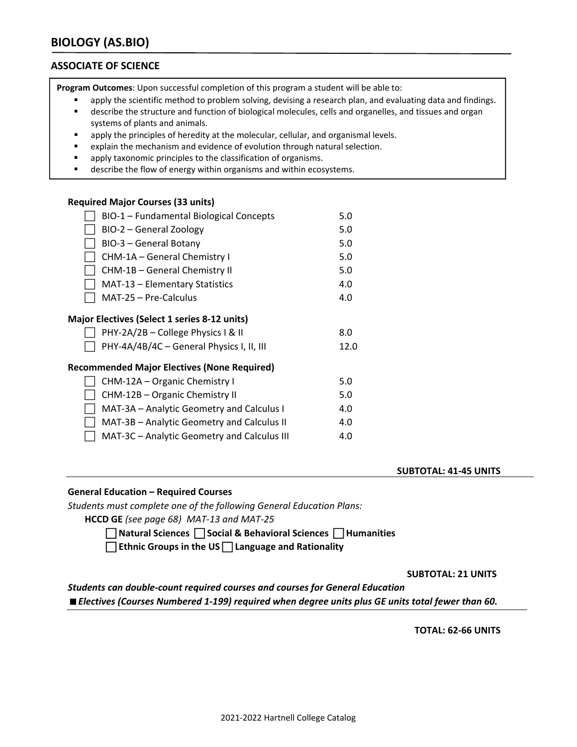# BIOLOGY (AS.BIO)

## ASSOCIATE OF SCIENCE

**Program Outcomes**: Upon successful completion of this program a student will be able to:

- apply the scientific method to problem solving, devising a research plan, and evaluating data and findings.
- describe the structure and function of biological molecules, cells and organelles, and tissues and organ systems of plants and animals.
- apply the principles of heredity at the molecular, cellular, and organismal levels.
- explain the mechanism and evidence of evolution through natural selection.
- apply taxonomic principles to the classification of organisms.
- describe the flow of energy within organisms and within ecosystems.

**Required Major Courses (33 units)**

| | |
|---|---|
| ☐ BIO-1 – Fundamental Biological Concepts | 5.0 |
| ☐ BIO-2 – General Zoology | 5.0 |
| ☐ BIO-3 – General Botany | 5.0 |
| ☐ CHM-1A – General Chemistry I | 5.0 |
| ☐ CHM-1B – General Chemistry II | 5.0 |
| ☐ MAT-13 – Elementary Statistics | 4.0 |
| ☐ MAT-25 – Pre-Calculus | 4.0 |

**Major Electives (Select 1 series 8-12 units)**

| | |
|---|---|
| ☐ PHY-2A/2B – College Physics I & II | 8.0 |
| ☐ PHY-4A/4B/4C – General Physics I, II, III | 12.0 |

**Recommended Major Electives (None Required)**

| | |
|---|---|
| ☐ CHM-12A – Organic Chemistry I | 5.0 |
| ☐ CHM-12B – Organic Chemistry II | 5.0 |
| ☐ MAT-3A – Analytic Geometry and Calculus I | 4.0 |
| ☐ MAT-3B – Analytic Geometry and Calculus II | 4.0 |
| ☐ MAT-3C – Analytic Geometry and Calculus III | 4.0 |

**SUBTOTAL: 41-45 UNITS**

**General Education – Required Courses**

*Students must complete one of the following General Education Plans:*

**HCCD GE** *(see page 68) MAT-13 and MAT-25*

☐ **Natural Sciences** ☐ **Social & Behavioral Sciences** ☐ **Humanities**

☐ **Ethnic Groups in the US** ☐ **Language and Rationality**

**SUBTOTAL: 21 UNITS**

***Students can double-count required courses and courses for General Education***

■ ***Electives (Courses Numbered 1-199) required when degree units plus GE units total fewer than 60.***

**TOTAL: 62-66 UNITS**